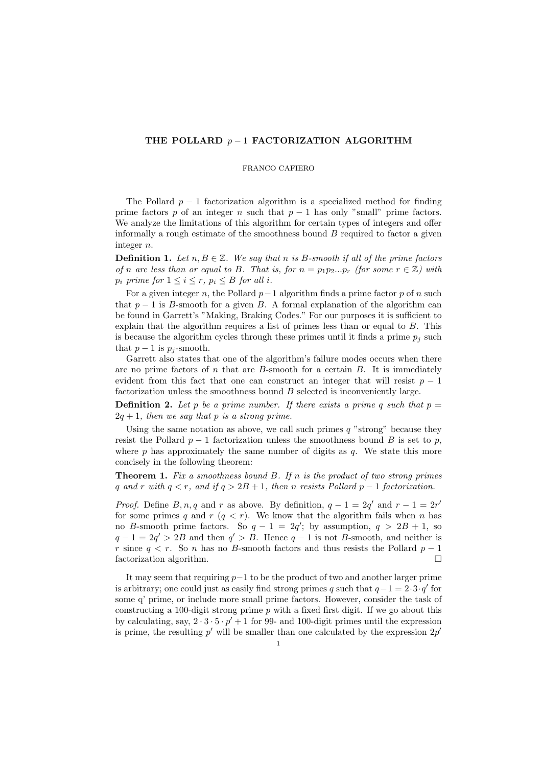# THE POLLARD $p-1$ FACTORIZATION ALGORITHM

FRANCO CAFIERO

The Pollard $p-1$ factorization algorithm is a specialized method for finding prime factors $p$ of an integer $n$ such that $p-1$ has only "small" prime factors. We analyze the limitations of this algorithm for certain types of integers and offer informally a rough estimate of the smoothness bound $B$ required to factor a given integer $n$.

**Definition 1.** *Let $n, B \in \mathbb{Z}$. We say that $n$ is $B$-smooth if all of the prime factors of $n$ are less than or equal to $B$. That is, for $n = p_1 p_2 ... p_r$ (for some $r \in \mathbb{Z}$) with $p_i$ prime for $1 \leq i \leq r$, $p_i \leq B$ for all $i$.*

For a given integer $n$, the Pollard $p-1$ algorithm finds a prime factor $p$ of $n$ such that $p-1$ is $B$-smooth for a given $B$. A formal explanation of the algorithm can be found in Garrett's "Making, Braking Codes." For our purposes it is sufficient to explain that the algorithm requires a list of primes less than or equal to $B$. This is because the algorithm cycles through these primes until it finds a prime $p_j$ such that $p-1$ is $p_j$-smooth.

Garrett also states that one of the algorithm's failure modes occurs when there are no prime factors of $n$ that are $B$-smooth for a certain $B$. It is immediately evident from this fact that one can construct an integer that will resist $p-1$ factorization unless the smoothness bound $B$ selected is inconveniently large.

**Definition 2.** *Let $p$ be a prime number. If there exists a prime $q$ such that $p = 2q + 1$, then we say that $p$ is a strong prime.*

Using the same notation as above, we call such primes $q$ "strong" because they resist the Pollard $p-1$ factorization unless the smoothness bound $B$ is set to $p$, where $p$ has approximately the same number of digits as $q$. We state this more concisely in the following theorem:

**Theorem 1.** *Fix a smoothness bound $B$. If $n$ is the product of two strong primes $q$ and $r$ with $q < r$, and if $q > 2B + 1$, then $n$ resists Pollard $p-1$ factorization.*

*Proof.* Define $B, n, q$ and $r$ as above. By definition, $q - 1 = 2q'$ and $r - 1 = 2r'$ for some primes $q$ and $r$ ($q < r$). We know that the algorithm fails when $n$ has no $B$-smooth prime factors. So $q - 1 = 2q'$; by assumption, $q > 2B + 1$, so $q - 1 = 2q' > 2B$ and then $q' > B$. Hence $q - 1$ is not $B$-smooth, and neither is $r$ since $q < r$. So $n$ has no $B$-smooth factors and thus resists the Pollard $p-1$ factorization algorithm. $\square$

It may seem that requiring $p-1$ to be the product of two and another larger prime is arbitrary; one could just as easily find strong primes $q$ such that $q-1 = 2 \cdot 3 \cdot q'$ for some q' prime, or include more small prime factors. However, consider the task of constructing a 100-digit strong prime $p$ with a fixed first digit. If we go about this by calculating, say, $2 \cdot 3 \cdot 5 \cdot p' + 1$ for 99- and 100-digit primes until the expression is prime, the resulting $p'$ will be smaller than one calculated by the expression $2p'$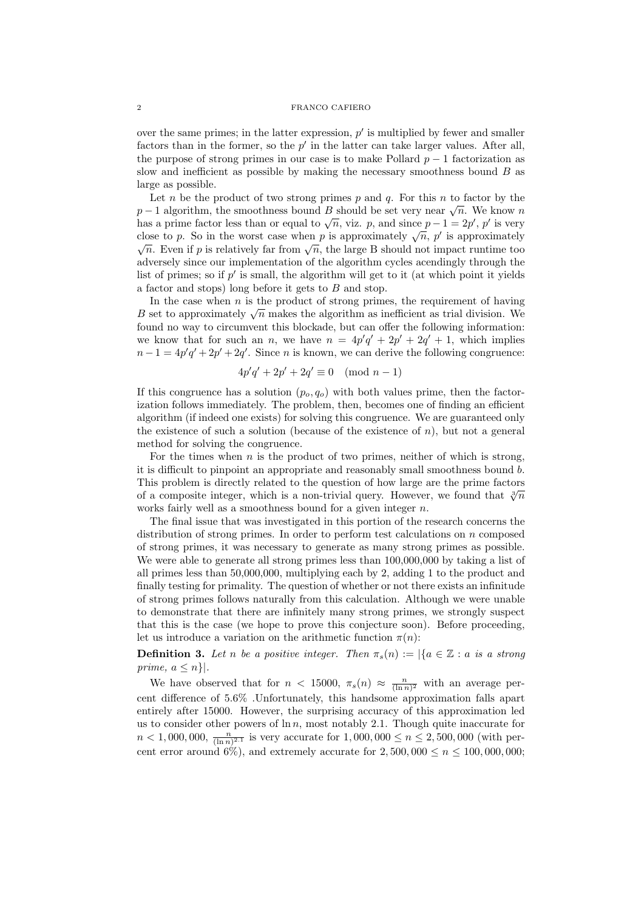over the same primes; in the latter expression, $p'$ is multiplied by fewer and smaller factors than in the former, so the $p'$ in the latter can take larger values. After all, the purpose of strong primes in our case is to make Pollard $p-1$ factorization as slow and inefficient as possible by making the necessary smoothness bound $B$ as large as possible.

Let $n$ be the product of two strong primes $p$ and $q$. For this $n$ to factor by the $p-1$ algorithm, the smoothness bound $B$ should be set very near $\sqrt{n}$. We know $n$ has a prime factor less than or equal to $\sqrt{n}$, viz. $p$, and since $p-1=2p'$, $p'$ is very close to $p$. So in the worst case when $p$ is approximately $\sqrt{n}$, $p'$ is approximately $\sqrt{n}$. Even if $p$ is relatively far from $\sqrt{n}$, the large B should not impact runtime too adversely since our implementation of the algorithm cycles acendingly through the list of primes; so if $p'$ is small, the algorithm will get to it (at which point it yields a factor and stops) long before it gets to $B$ and stop.

In the case when $n$ is the product of strong primes, the requirement of having $B$ set to approximately $\sqrt{n}$ makes the algorithm as inefficient as trial division. We found no way to circumvent this blockade, but can offer the following information: we know that for such an $n$, we have $n = 4p'q' + 2p' + 2q' + 1$, which implies $n - 1 = 4p'q' + 2p' + 2q'$. Since $n$ is known, we can derive the following congruence:

$$4p'q' + 2p' + 2q' \equiv 0 \pmod{n-1}$$

If this congruence has a solution $(p_o, q_o)$ with both values prime, then the factorization follows immediately. The problem, then, becomes one of finding an efficient algorithm (if indeed one exists) for solving this congruence. We are guaranteed only the existence of such a solution (because of the existence of $n$), but not a general method for solving the congruence.

For the times when $n$ is the product of two primes, neither of which is strong, it is difficult to pinpoint an appropriate and reasonably small smoothness bound $b$. This problem is directly related to the question of how large are the prime factors of a composite integer, which is a non-trivial query. However, we found that $\sqrt[3]{n}$ works fairly well as a smoothness bound for a given integer $n$.

The final issue that was investigated in this portion of the research concerns the distribution of strong primes. In order to perform test calculations on $n$ composed of strong primes, it was necessary to generate as many strong primes as possible. We were able to generate all strong primes less than 100,000,000 by taking a list of all primes less than 50,000,000, multiplying each by 2, adding 1 to the product and finally testing for primality. The question of whether or not there exists an infinitude of strong primes follows naturally from this calculation. Although we were unable to demonstrate that there are infinitely many strong primes, we strongly suspect that this is the case (we hope to prove this conjecture soon). Before proceeding, let us introduce a variation on the arithmetic function $\pi(n)$:

**Definition 3.** *Let $n$ be a positive integer. Then $\pi_s(n) := |\{a \in \mathbb{Z} : a \text{ is a strong prime}, a \leq n\}|$.*

We have observed that for $n < 15000$, $\pi_s(n) \approx \frac{n}{(\ln n)^2}$ with an average percent difference of 5.6% .Unfortunately, this handsome approximation falls apart entirely after 15000. However, the surprising accuracy of this approximation led us to consider other powers of $\ln n$, most notably 2.1. Though quite inaccurate for $n < 1,000,000$, $\frac{n}{(\ln n)^{2.1}}$ is very accurate for $1,000,000 \leq n \leq 2,500,000$ (with percent error around 6%), and extremely accurate for $2,500,000 \leq n \leq 100,000,000$;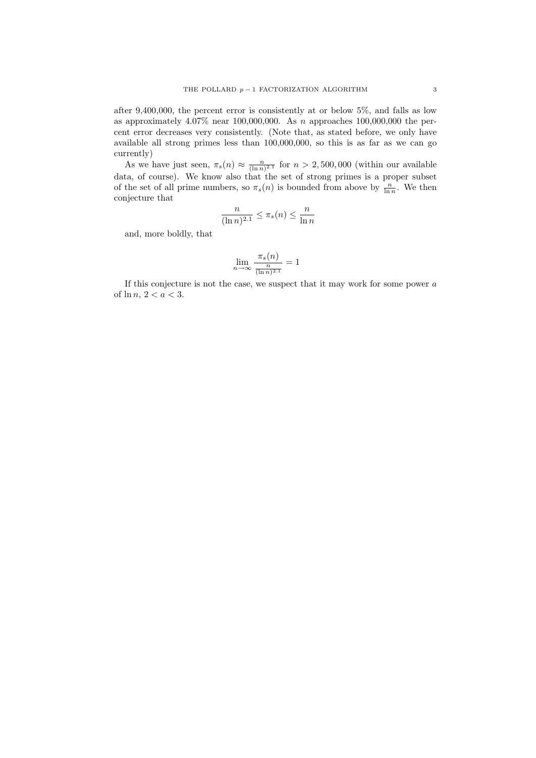after 9,400,000, the percent error is consistently at or below 5%, and falls as low as approximately 4.07% near 100,000,000. As $n$ approaches 100,000,000 the percent error decreases very consistently. (Note that, as stated before, we only have available all strong primes less than 100,000,000, so this is as far as we can go currently)

As we have just seen, $\pi_s(n) \approx \frac{n}{(\ln n)^{2.1}}$ for $n > 2,500,000$ (within our available data, of course). We know also that the set of strong primes is a proper subset of the set of all prime numbers, so $\pi_s(n)$ is bounded from above by $\frac{n}{\ln n}$. We then conjecture that

$$\frac{n}{(\ln n)^{2.1}} \leq \pi_s(n) \leq \frac{n}{\ln n}$$

and, more boldly, that

$$\lim_{n \to \infty} \frac{\pi_s(n)}{\frac{n}{(\ln n)^{2.1}}} = 1$$

If this conjecture is not the case, we suspect that it may work for some power $a$ of $\ln n$, $2 < a < 3$.